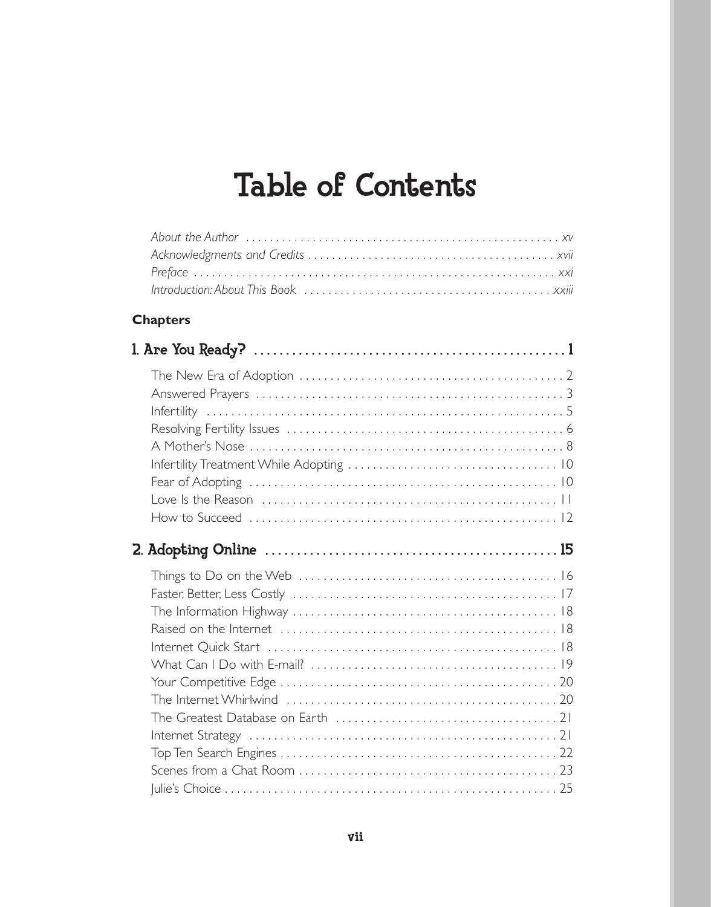# Table of Contents

*About the Author* ..................................................... *xv*
*Acknowledgments and Credits* ........................................ *xvii*
*Preface* ............................................................ *xxi*
*Introduction: About This Book* ...................................... *xxiii*

**Chapters**

## 1. Are You Ready? ..................................................1

The New Era of Adoption ............................................ 2
Answered Prayers ................................................... 3
Infertility ........................................................ 5
Resolving Fertility Issues ......................................... 6
A Mother's Nose .................................................... 8
Infertility Treatment While Adopting ............................... 10
Fear of Adopting ................................................... 10
Love Is the Reason ................................................. 11
How to Succeed ..................................................... 12

## 2. Adopting Online .................................................15

Things to Do on the Web ............................................ 16
Faster, Better, Less Costly ........................................ 17
The Information Highway ............................................ 18
Raised on the Internet ............................................. 18
Internet Quick Start ............................................... 18
What Can I Do with E-mail? ......................................... 19
Your Competitive Edge .............................................. 20
The Internet Whirlwind ............................................. 20
The Greatest Database on Earth ..................................... 21
Internet Strategy .................................................. 21
Top Ten Search Engines ............................................. 22
Scenes from a Chat Room ............................................ 23
Julie's Choice ..................................................... 25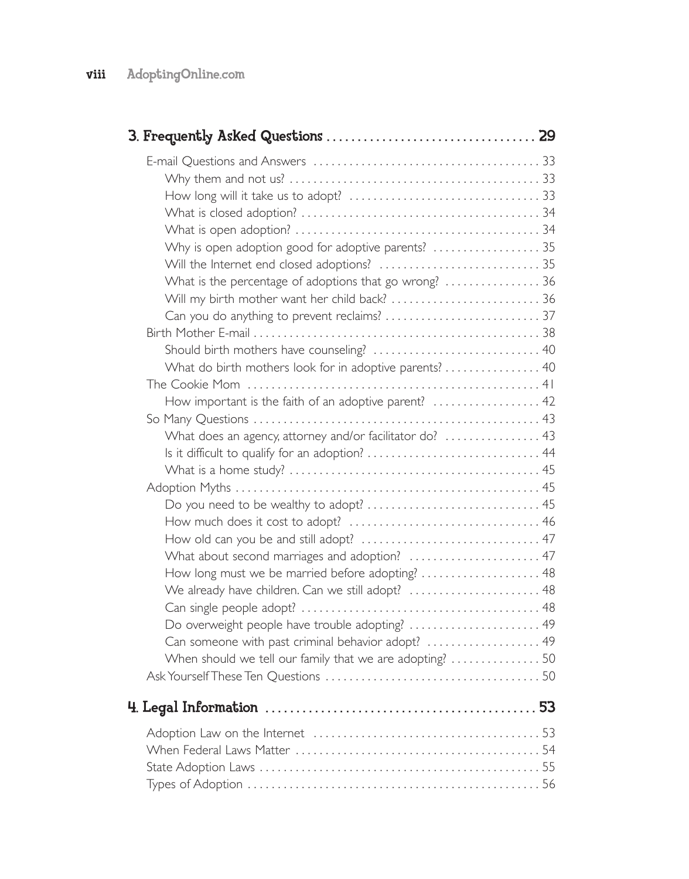## 3. Frequently Asked Questions ................................. 29

- E-mail Questions and Answers ..................................... 33
  - Why them and not us? ..................................... 33
  - How long will it take us to adopt? ..................................... 33
  - What is closed adoption? ..................................... 34
  - What is open adoption? ..................................... 34
  - Why is open adoption good for adoptive parents? ..................................... 35
  - Will the Internet end closed adoptions? ..................................... 35
  - What is the percentage of adoptions that go wrong? ..................................... 36
  - Will my birth mother want her child back? ..................................... 36
  - Can you do anything to prevent reclaims? ..................................... 37
- Birth Mother E-mail ..................................... 38
  - Should birth mothers have counseling? ..................................... 40
  - What do birth mothers look for in adoptive parents? ..................................... 40
- The Cookie Mom ..................................... 41
  - How important is the faith of an adoptive parent? ..................................... 42
- So Many Questions ..................................... 43
  - What does an agency, attorney and/or facilitator do? ..................................... 43
  - Is it difficult to qualify for an adoption? ..................................... 44
  - What is a home study? ..................................... 45
- Adoption Myths ..................................... 45
  - Do you need to be wealthy to adopt? ..................................... 45
  - How much does it cost to adopt? ..................................... 46
  - How old can you be and still adopt? ..................................... 47
  - What about second marriages and adoption? ..................................... 47
  - How long must we be married before adopting? ..................................... 48
  - We already have children. Can we still adopt? ..................................... 48
  - Can single people adopt? ..................................... 48
  - Do overweight people have trouble adopting? ..................................... 49
  - Can someone with past criminal behavior adopt? ..................................... 49
  - When should we tell our family that we are adopting? ..................................... 50
- Ask Yourself These Ten Questions ..................................... 50

## 4. Legal Information ..................................... 53

- Adoption Law on the Internet ..................................... 53
- When Federal Laws Matter ..................................... 54
- State Adoption Laws ..................................... 55
- Types of Adoption ..................................... 56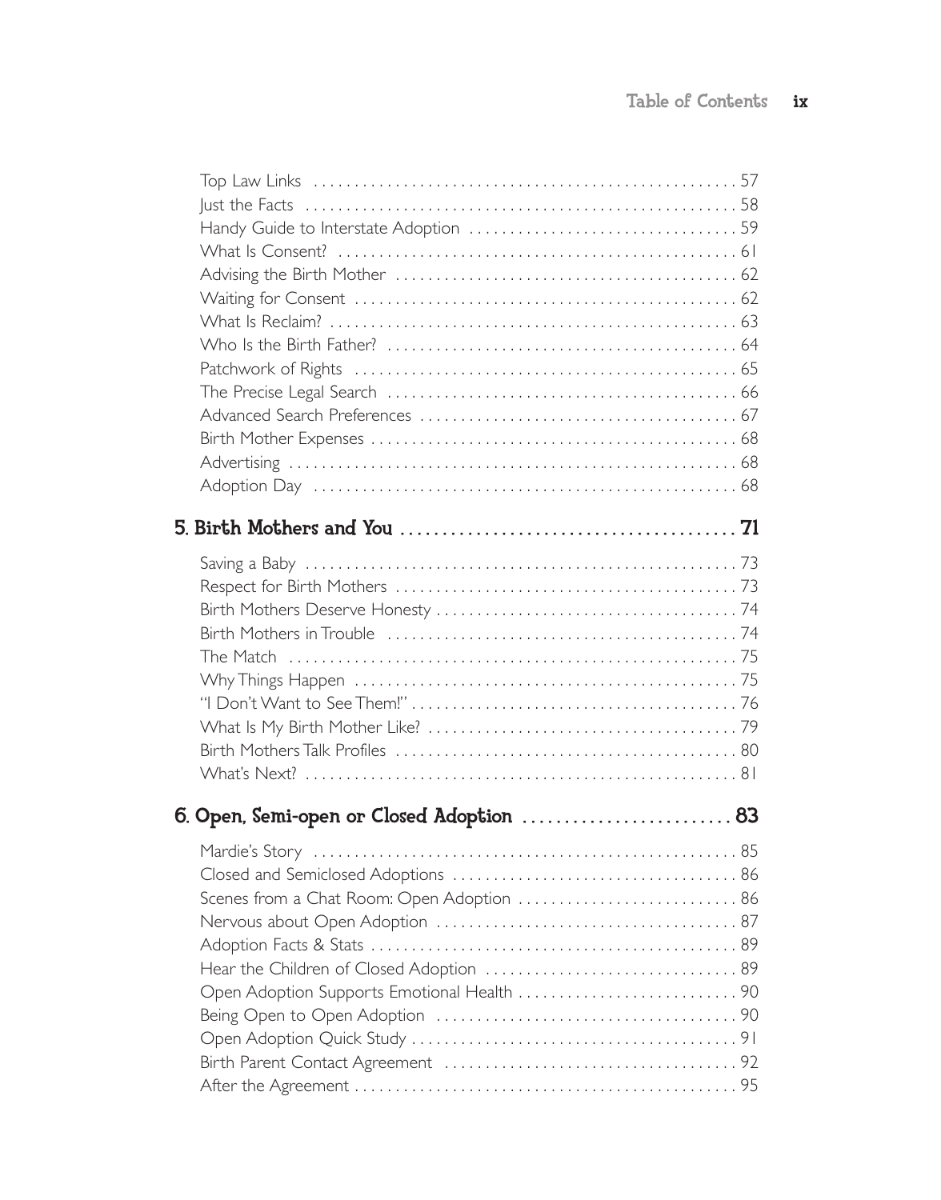Top Law Links . . . . . . . . . . . . . . . . . . . . . . . . . . . . . . . . . . . . . . . . . . . . . . . . . . . . 57
Just the Facts . . . . . . . . . . . . . . . . . . . . . . . . . . . . . . . . . . . . . . . . . . . . . . . . . . . . 58
Handy Guide to Interstate Adoption . . . . . . . . . . . . . . . . . . . . . . . . . . . . . . . . 59
What Is Consent? . . . . . . . . . . . . . . . . . . . . . . . . . . . . . . . . . . . . . . . . . . . . . . . . . 61
Advising the Birth Mother . . . . . . . . . . . . . . . . . . . . . . . . . . . . . . . . . . . . . . . . . . 62
Waiting for Consent . . . . . . . . . . . . . . . . . . . . . . . . . . . . . . . . . . . . . . . . . . . . . . . 62
What Is Reclaim? . . . . . . . . . . . . . . . . . . . . . . . . . . . . . . . . . . . . . . . . . . . . . . . . . . 63
Who Is the Birth Father? . . . . . . . . . . . . . . . . . . . . . . . . . . . . . . . . . . . . . . . . . . . 64
Patchwork of Rights . . . . . . . . . . . . . . . . . . . . . . . . . . . . . . . . . . . . . . . . . . . . . . . 65
The Precise Legal Search . . . . . . . . . . . . . . . . . . . . . . . . . . . . . . . . . . . . . . . . . . . 66
Advanced Search Preferences . . . . . . . . . . . . . . . . . . . . . . . . . . . . . . . . . . . . . . . 67
Birth Mother Expenses . . . . . . . . . . . . . . . . . . . . . . . . . . . . . . . . . . . . . . . . . . . . . 68
Advertising . . . . . . . . . . . . . . . . . . . . . . . . . . . . . . . . . . . . . . . . . . . . . . . . . . . . . . . 68
Adoption Day . . . . . . . . . . . . . . . . . . . . . . . . . . . . . . . . . . . . . . . . . . . . . . . . . . . . 68

## 5. Birth Mothers and You . . . . . . . . . . . . . . . . . . . . . . . . . . . . . . . . . . . . . . . 71

Saving a Baby . . . . . . . . . . . . . . . . . . . . . . . . . . . . . . . . . . . . . . . . . . . . . . . . . . . . . 73
Respect for Birth Mothers . . . . . . . . . . . . . . . . . . . . . . . . . . . . . . . . . . . . . . . . . . 73
Birth Mothers Deserve Honesty . . . . . . . . . . . . . . . . . . . . . . . . . . . . . . . . . . . . . 74
Birth Mothers in Trouble . . . . . . . . . . . . . . . . . . . . . . . . . . . . . . . . . . . . . . . . . . . 74
The Match . . . . . . . . . . . . . . . . . . . . . . . . . . . . . . . . . . . . . . . . . . . . . . . . . . . . . . . 75
Why Things Happen . . . . . . . . . . . . . . . . . . . . . . . . . . . . . . . . . . . . . . . . . . . . . . . 75
"I Don't Want to See Them!" . . . . . . . . . . . . . . . . . . . . . . . . . . . . . . . . . . . . . . . . . 76
What Is My Birth Mother Like? . . . . . . . . . . . . . . . . . . . . . . . . . . . . . . . . . . . . . . 79
Birth Mothers Talk Profiles . . . . . . . . . . . . . . . . . . . . . . . . . . . . . . . . . . . . . . . . . . 80
What's Next? . . . . . . . . . . . . . . . . . . . . . . . . . . . . . . . . . . . . . . . . . . . . . . . . . . . . . 81

## 6. Open, Semi-open or Closed Adoption . . . . . . . . . . . . . . . . . . . . . . . . . 83

Mardie's Story . . . . . . . . . . . . . . . . . . . . . . . . . . . . . . . . . . . . . . . . . . . . . . . . . . . . 85
Closed and Semiclosed Adoptions . . . . . . . . . . . . . . . . . . . . . . . . . . . . . . . . . . . 86
Scenes from a Chat Room: Open Adoption . . . . . . . . . . . . . . . . . . . . . . . . . . . 86
Nervous about Open Adoption . . . . . . . . . . . . . . . . . . . . . . . . . . . . . . . . . . . . . 87
Adoption Facts & Stats . . . . . . . . . . . . . . . . . . . . . . . . . . . . . . . . . . . . . . . . . . . . . 89
Hear the Children of Closed Adoption . . . . . . . . . . . . . . . . . . . . . . . . . . . . . . . 89
Open Adoption Supports Emotional Health . . . . . . . . . . . . . . . . . . . . . . . . . . . 90
Being Open to Open Adoption . . . . . . . . . . . . . . . . . . . . . . . . . . . . . . . . . . . . . 90
Open Adoption Quick Study . . . . . . . . . . . . . . . . . . . . . . . . . . . . . . . . . . . . . . . . 91
Birth Parent Contact Agreement . . . . . . . . . . . . . . . . . . . . . . . . . . . . . . . . . . . . 92
After the Agreement . . . . . . . . . . . . . . . . . . . . . . . . . . . . . . . . . . . . . . . . . . . . . . . 95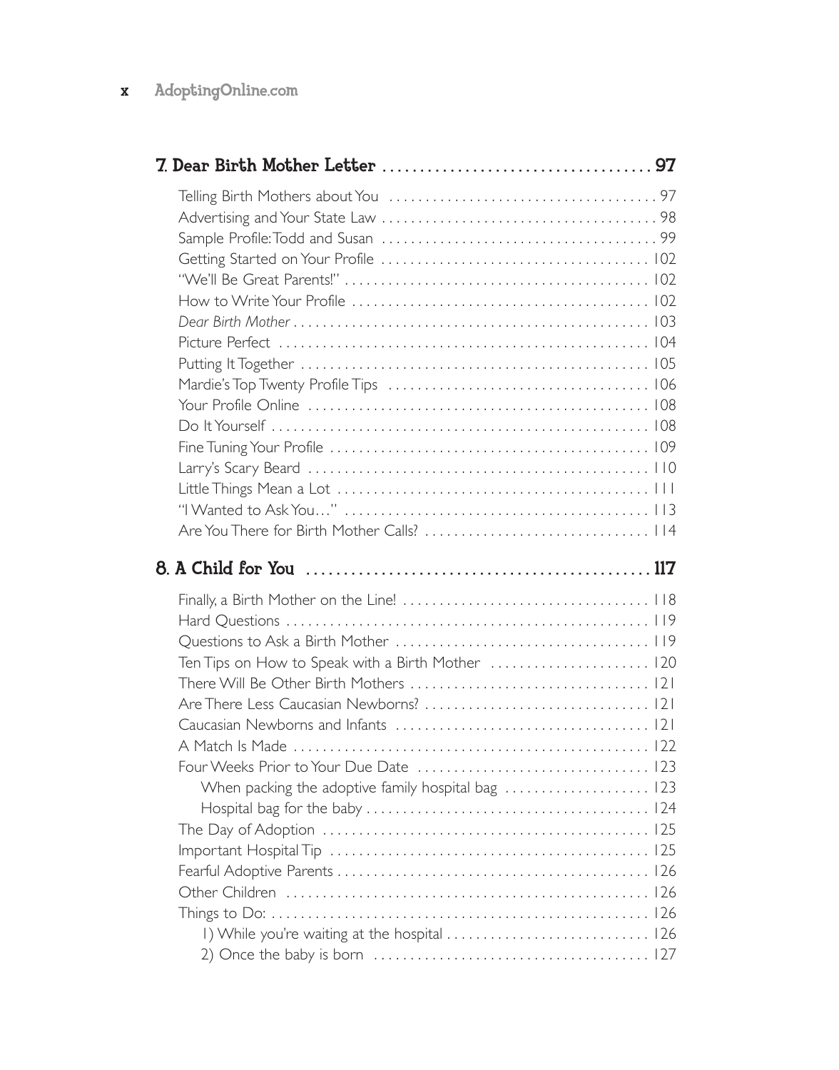## 7. Dear Birth Mother Letter ..................................... 97

Telling Birth Mothers about You ..................................... 97
Advertising and Your State Law ..................................... 98
Sample Profile: Todd and Susan ..................................... 99
Getting Started on Your Profile ..................................... 102
"We'll Be Great Parents!" ..................................... 102
How to Write Your Profile ..................................... 102
*Dear Birth Mother* ..................................... 103
Picture Perfect ..................................... 104
Putting It Together ..................................... 105
Mardie's Top Twenty Profile Tips ..................................... 106
Your Profile Online ..................................... 108
Do It Yourself ..................................... 108
Fine Tuning Your Profile ..................................... 109
Larry's Scary Beard ..................................... 110
Little Things Mean a Lot ..................................... 111
"I Wanted to Ask You..." ..................................... 113
Are You There for Birth Mother Calls? ..................................... 114

## 8. A Child for You ..................................... 117

Finally, a Birth Mother on the Line! ..................................... 118
Hard Questions ..................................... 119
Questions to Ask a Birth Mother ..................................... 119
Ten Tips on How to Speak with a Birth Mother ..................................... 120
There Will Be Other Birth Mothers ..................................... 121
Are There Less Caucasian Newborns? ..................................... 121
Caucasian Newborns and Infants ..................................... 121
A Match Is Made ..................................... 122
Four Weeks Prior to Your Due Date ..................................... 123
  When packing the adoptive family hospital bag ..................................... 123
  Hospital bag for the baby ..................................... 124
The Day of Adoption ..................................... 125
Important Hospital Tip ..................................... 125
Fearful Adoptive Parents ..................................... 126
Other Children ..................................... 126
Things to Do: ..................................... 126
  1) While you're waiting at the hospital ..................................... 126
  2) Once the baby is born ..................................... 127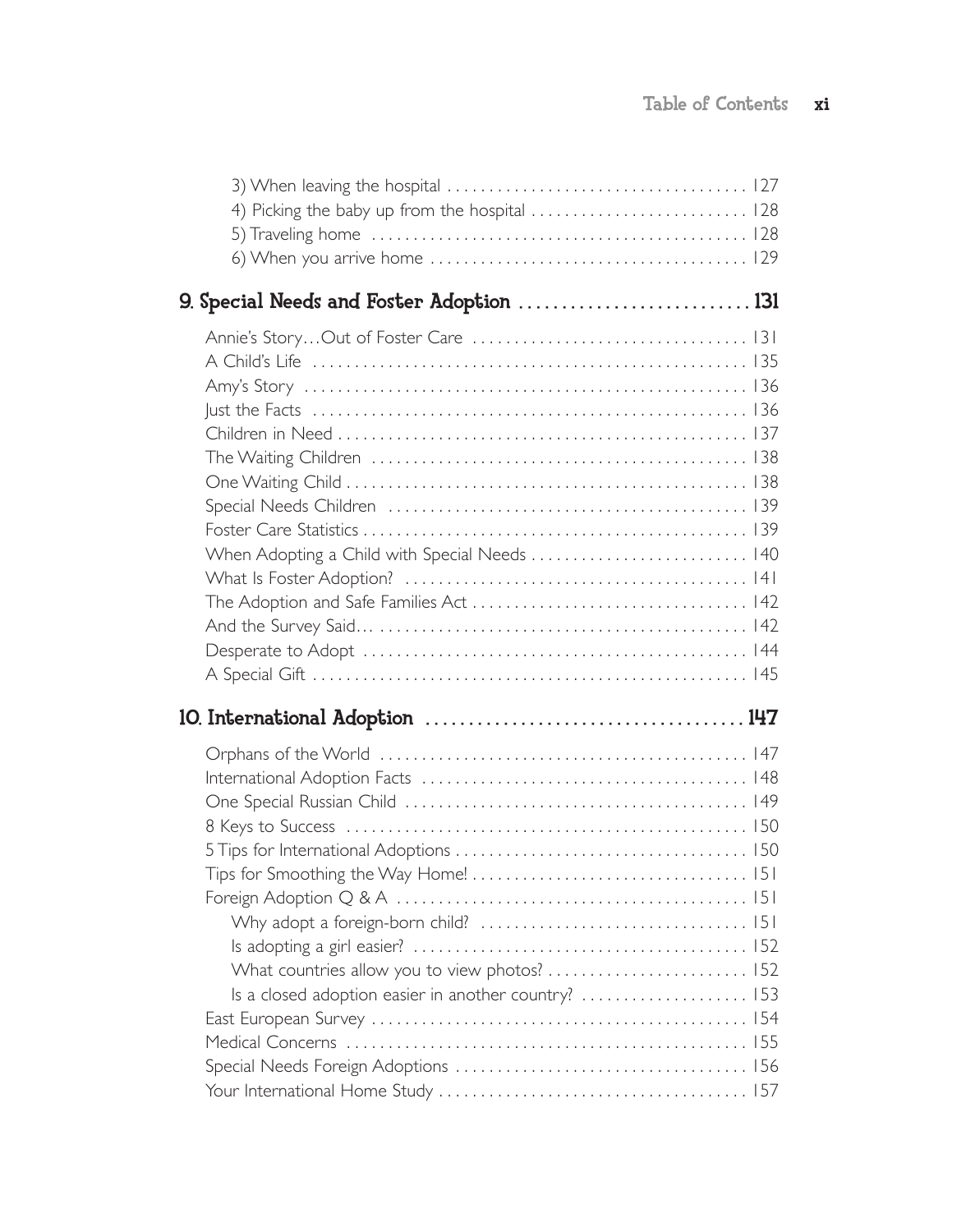3) When leaving the hospital ... 127
4) Picking the baby up from the hospital ... 128
5) Traveling home ... 128
6) When you arrive home ... 129

## 9. Special Needs and Foster Adoption ... 131

Annie's Story…Out of Foster Care ... 131
A Child's Life ... 135
Amy's Story ... 136
Just the Facts ... 136
Children in Need ... 137
The Waiting Children ... 138
One Waiting Child ... 138
Special Needs Children ... 139
Foster Care Statistics ... 139
When Adopting a Child with Special Needs ... 140
What Is Foster Adoption? ... 141
The Adoption and Safe Families Act ... 142
And the Survey Said… ... 142
Desperate to Adopt ... 144
A Special Gift ... 145

## 10. International Adoption ... 147

Orphans of the World ... 147
International Adoption Facts ... 148
One Special Russian Child ... 149
8 Keys to Success ... 150
5 Tips for International Adoptions ... 150
Tips for Smoothing the Way Home! ... 151
Foreign Adoption Q & A ... 151
Why adopt a foreign-born child? ... 151
Is adopting a girl easier? ... 152
What countries allow you to view photos? ... 152
Is a closed adoption easier in another country? ... 153
East European Survey ... 154
Medical Concerns ... 155
Special Needs Foreign Adoptions ... 156
Your International Home Study ... 157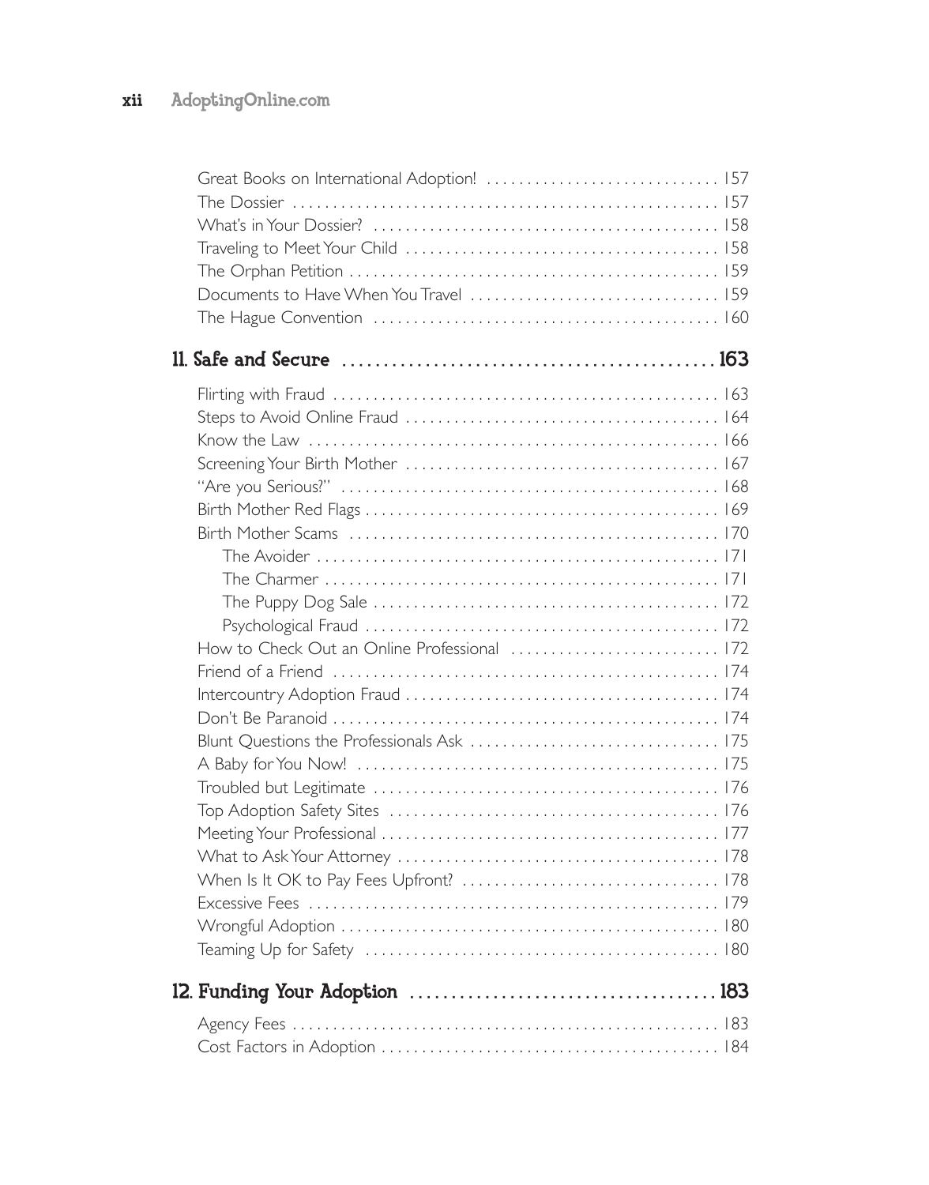Great Books on International Adoption! . . . . . . . . . . . . . . . . . . . . . . . . . . . . 157
The Dossier . . . . . . . . . . . . . . . . . . . . . . . . . . . . . . . . . . . . . . . . . . . . . . . . . . . . 157
What's in Your Dossier? . . . . . . . . . . . . . . . . . . . . . . . . . . . . . . . . . . . . . . . . . . 158
Traveling to Meet Your Child . . . . . . . . . . . . . . . . . . . . . . . . . . . . . . . . . . . . . . 158
The Orphan Petition . . . . . . . . . . . . . . . . . . . . . . . . . . . . . . . . . . . . . . . . . . . . . . 159
Documents to Have When You Travel . . . . . . . . . . . . . . . . . . . . . . . . . . . . . . . 159
The Hague Convention . . . . . . . . . . . . . . . . . . . . . . . . . . . . . . . . . . . . . . . . . . . 160

## 11. Safe and Secure . . . . . . . . . . . . . . . . . . . . . . . . . . . . . . . . . . . . . . . . . . . 163

Flirting with Fraud . . . . . . . . . . . . . . . . . . . . . . . . . . . . . . . . . . . . . . . . . . . . . . . 163
Steps to Avoid Online Fraud . . . . . . . . . . . . . . . . . . . . . . . . . . . . . . . . . . . . . . . 164
Know the Law . . . . . . . . . . . . . . . . . . . . . . . . . . . . . . . . . . . . . . . . . . . . . . . . . . . 166
Screening Your Birth Mother . . . . . . . . . . . . . . . . . . . . . . . . . . . . . . . . . . . . . . . 167
"Are you Serious?" . . . . . . . . . . . . . . . . . . . . . . . . . . . . . . . . . . . . . . . . . . . . . . . 168
Birth Mother Red Flags . . . . . . . . . . . . . . . . . . . . . . . . . . . . . . . . . . . . . . . . . . . . 169
Birth Mother Scams . . . . . . . . . . . . . . . . . . . . . . . . . . . . . . . . . . . . . . . . . . . . . . 170
- The Avoider . . . . . . . . . . . . . . . . . . . . . . . . . . . . . . . . . . . . . . . . . . . . . . . . . . 171
- The Charmer . . . . . . . . . . . . . . . . . . . . . . . . . . . . . . . . . . . . . . . . . . . . . . . . . 171
- The Puppy Dog Sale . . . . . . . . . . . . . . . . . . . . . . . . . . . . . . . . . . . . . . . . . . . . 172
- Psychological Fraud . . . . . . . . . . . . . . . . . . . . . . . . . . . . . . . . . . . . . . . . . . . . 172

How to Check Out an Online Professional . . . . . . . . . . . . . . . . . . . . . . . . . . 172
Friend of a Friend . . . . . . . . . . . . . . . . . . . . . . . . . . . . . . . . . . . . . . . . . . . . . . . . 174
Intercountry Adoption Fraud . . . . . . . . . . . . . . . . . . . . . . . . . . . . . . . . . . . . . . . 174
Don't Be Paranoid . . . . . . . . . . . . . . . . . . . . . . . . . . . . . . . . . . . . . . . . . . . . . . . . 174
Blunt Questions the Professionals Ask . . . . . . . . . . . . . . . . . . . . . . . . . . . . . . . 175
A Baby for You Now! . . . . . . . . . . . . . . . . . . . . . . . . . . . . . . . . . . . . . . . . . . . . . 175
Troubled but Legitimate . . . . . . . . . . . . . . . . . . . . . . . . . . . . . . . . . . . . . . . . . . . 176
Top Adoption Safety Sites . . . . . . . . . . . . . . . . . . . . . . . . . . . . . . . . . . . . . . . . . 176
Meeting Your Professional . . . . . . . . . . . . . . . . . . . . . . . . . . . . . . . . . . . . . . . . . 177
What to Ask Your Attorney . . . . . . . . . . . . . . . . . . . . . . . . . . . . . . . . . . . . . . . . 178
When Is It OK to Pay Fees Upfront? . . . . . . . . . . . . . . . . . . . . . . . . . . . . . . . . 178
Excessive Fees . . . . . . . . . . . . . . . . . . . . . . . . . . . . . . . . . . . . . . . . . . . . . . . . . . . 179
Wrongful Adoption . . . . . . . . . . . . . . . . . . . . . . . . . . . . . . . . . . . . . . . . . . . . . . . 180
Teaming Up for Safety . . . . . . . . . . . . . . . . . . . . . . . . . . . . . . . . . . . . . . . . . . . . 180

## 12. Funding Your Adoption . . . . . . . . . . . . . . . . . . . . . . . . . . . . . . . . . . . . . 183

Agency Fees . . . . . . . . . . . . . . . . . . . . . . . . . . . . . . . . . . . . . . . . . . . . . . . . . . . . . 183
Cost Factors in Adoption . . . . . . . . . . . . . . . . . . . . . . . . . . . . . . . . . . . . . . . . . . 184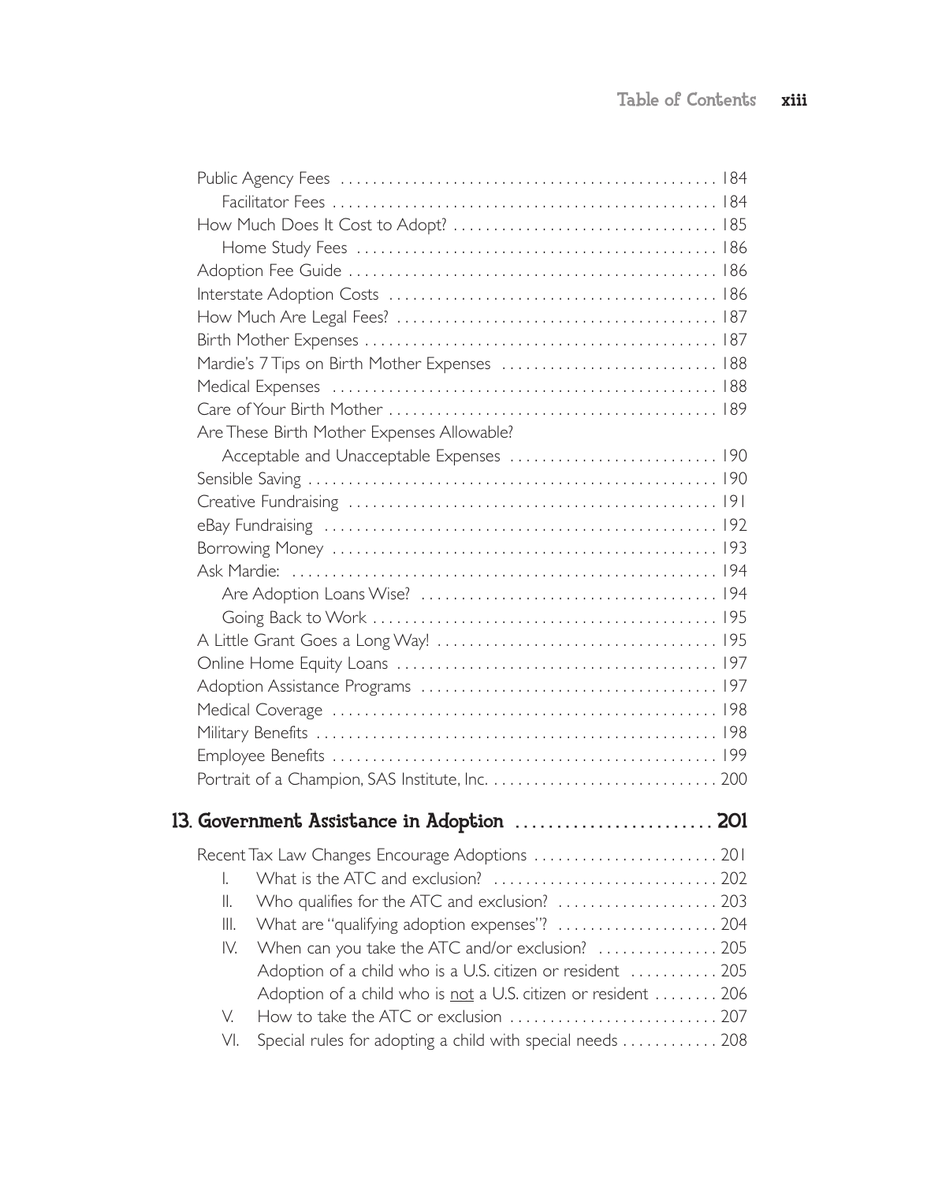Public Agency Fees ..... 184
- Facilitator Fees ..... 184

How Much Does It Cost to Adopt? ..... 185
- Home Study Fees ..... 186

Adoption Fee Guide ..... 186

Interstate Adoption Costs ..... 186

How Much Are Legal Fees? ..... 187

Birth Mother Expenses ..... 187

Mardie's 7 Tips on Birth Mother Expenses ..... 188

Medical Expenses ..... 188

Care of Your Birth Mother ..... 189

Are These Birth Mother Expenses Allowable?
- Acceptable and Unacceptable Expenses ..... 190

Sensible Saving ..... 190

Creative Fundraising ..... 191

eBay Fundraising ..... 192

Borrowing Money ..... 193

Ask Mardie: ..... 194
- Are Adoption Loans Wise? ..... 194
- Going Back to Work ..... 195

A Little Grant Goes a Long Way! ..... 195

Online Home Equity Loans ..... 197

Adoption Assistance Programs ..... 197

Medical Coverage ..... 198

Military Benefits ..... 198

Employee Benefits ..... 199

Portrait of a Champion, SAS Institute, Inc. ..... 200

## 13. Government Assistance in Adoption ..... 201

Recent Tax Law Changes Encourage Adoptions ..... 201

- I. What is the ATC and exclusion? ..... 202
- II. Who qualifies for the ATC and exclusion? ..... 203
- III. What are "qualifying adoption expenses"? ..... 204
- IV. When can you take the ATC and/or exclusion? ..... 205
  - Adoption of a child who is a U.S. citizen or resident ..... 205
  - Adoption of a child who is <u>not</u> a U.S. citizen or resident ..... 206
- V. How to take the ATC or exclusion ..... 207
- VI. Special rules for adopting a child with special needs ..... 208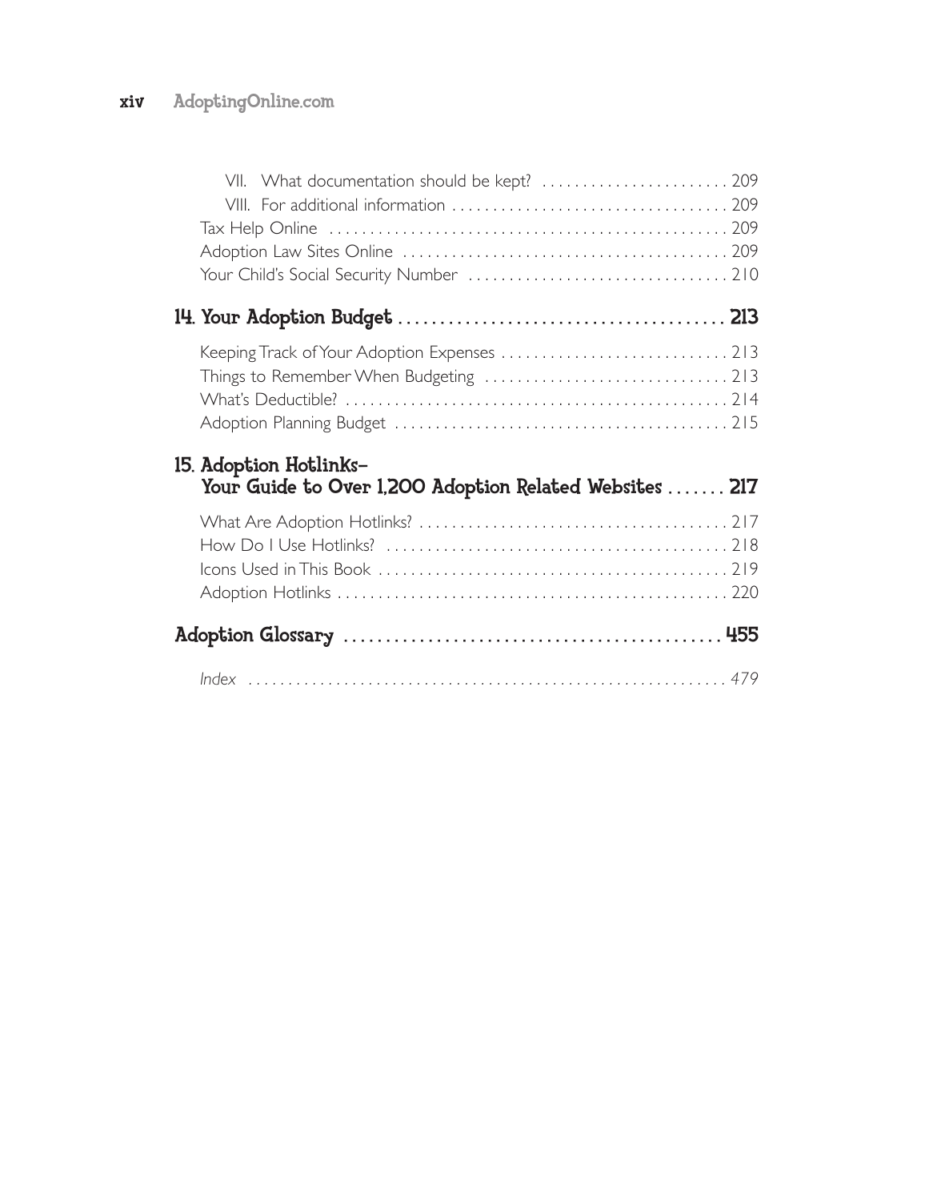VII. What documentation should be kept? . . . . . . . . . . . . . . . . . . . . . . . 209

VIII. For additional information . . . . . . . . . . . . . . . . . . . . . . . . . . . . . . . . . . 209

Tax Help Online . . . . . . . . . . . . . . . . . . . . . . . . . . . . . . . . . . . . . . . . . . . . . . . . 209

Adoption Law Sites Online . . . . . . . . . . . . . . . . . . . . . . . . . . . . . . . . . . . . . . . 209

Your Child's Social Security Number . . . . . . . . . . . . . . . . . . . . . . . . . . . . . . . . 210

## 14. Your Adoption Budget . . . . . . . . . . . . . . . . . . . . . . . . . . . . . . . . . . . . . . 213

Keeping Track of Your Adoption Expenses . . . . . . . . . . . . . . . . . . . . . . . . . . . . 213

Things to Remember When Budgeting . . . . . . . . . . . . . . . . . . . . . . . . . . . . . . 213

What's Deductible? . . . . . . . . . . . . . . . . . . . . . . . . . . . . . . . . . . . . . . . . . . . . . . 214

Adoption Planning Budget . . . . . . . . . . . . . . . . . . . . . . . . . . . . . . . . . . . . . . . . 215

## 15. Adoption Hotlinks– Your Guide to Over 1,200 Adoption Related Websites . . . . . . . 217

What Are Adoption Hotlinks? . . . . . . . . . . . . . . . . . . . . . . . . . . . . . . . . . . . . . . 217

How Do I Use Hotlinks? . . . . . . . . . . . . . . . . . . . . . . . . . . . . . . . . . . . . . . . . . . 218

Icons Used in This Book . . . . . . . . . . . . . . . . . . . . . . . . . . . . . . . . . . . . . . . . . . . 219

Adoption Hotlinks . . . . . . . . . . . . . . . . . . . . . . . . . . . . . . . . . . . . . . . . . . . . . . . . 220

## Adoption Glossary . . . . . . . . . . . . . . . . . . . . . . . . . . . . . . . . . . . . . . . . . . . 455

*Index . . . . . . . . . . . . . . . . . . . . . . . . . . . . . . . . . . . . . . . . . . . . . . . . . . . . . . . . . . . . 479*